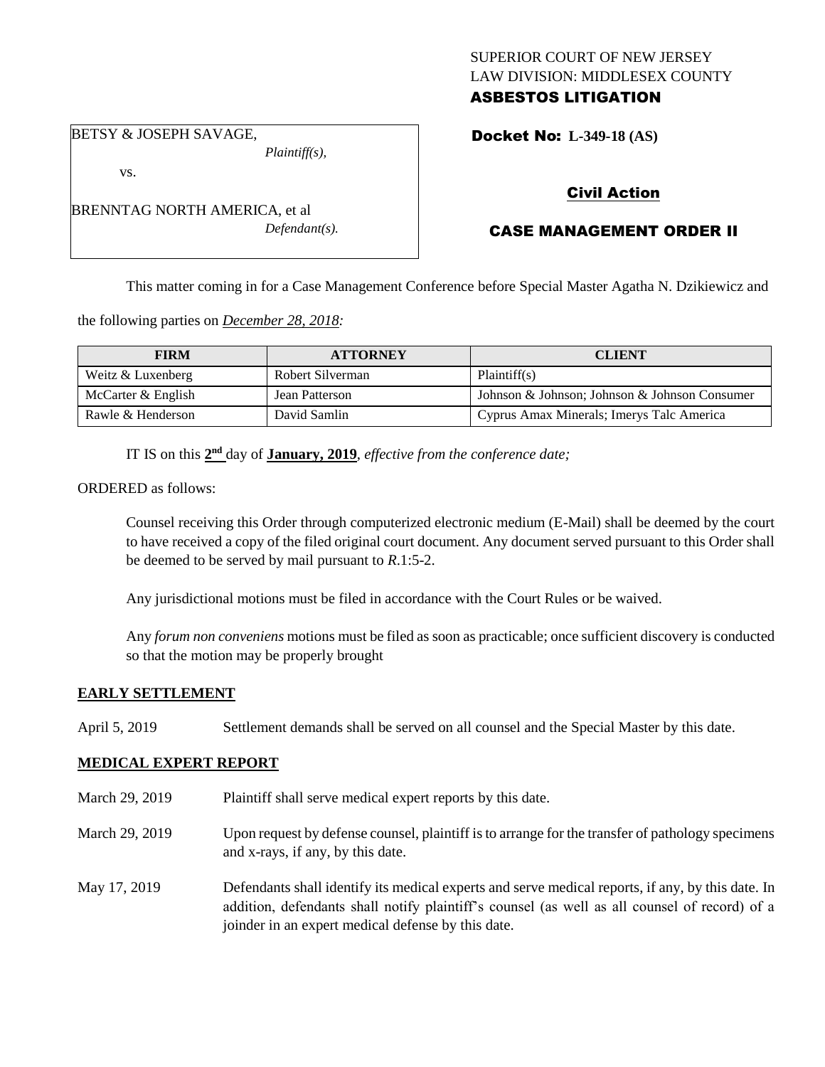SUPERIOR COURT OF NEW JERSEY
LAW DIVISION: MIDDLESEX COUNTY
**ASBESTOS LITIGATION**

BETSY & JOSEPH SAVAGE,
*Plaintiff(s),*

vs.

BRENNTAG NORTH AMERICA, et al
*Defendant(s).*

**Docket No: L-349-18 (AS)**

**Civil Action**

**CASE MANAGEMENT ORDER II**

This matter coming in for a Case Management Conference before Special Master Agatha N. Dzikiewicz and the following parties on *December 28, 2018:*

| FIRM | ATTORNEY | CLIENT |
|---|---|---|
| Weitz & Luxenberg | Robert Silverman | Plaintiff(s) |
| McCarter & English | Jean Patterson | Johnson & Johnson; Johnson & Johnson Consumer |
| Rawle & Henderson | David Samlin | Cyprus Amax Minerals; Imerys Talc America |

IT IS on this **2nd** day of **January, 2019**, *effective from the conference date;*

ORDERED as follows:

Counsel receiving this Order through computerized electronic medium (E-Mail) shall be deemed by the court to have received a copy of the filed original court document. Any document served pursuant to this Order shall be deemed to be served by mail pursuant to *R*.1:5-2.

Any jurisdictional motions must be filed in accordance with the Court Rules or be waived.

Any *forum non conveniens* motions must be filed as soon as practicable; once sufficient discovery is conducted so that the motion may be properly brought

**EARLY SETTLEMENT**

April 5, 2019 Settlement demands shall be served on all counsel and the Special Master by this date.

**MEDICAL EXPERT REPORT**

March 29, 2019 Plaintiff shall serve medical expert reports by this date.

March 29, 2019 Upon request by defense counsel, plaintiff is to arrange for the transfer of pathology specimens and x-rays, if any, by this date.

May 17, 2019 Defendants shall identify its medical experts and serve medical reports, if any, by this date. In addition, defendants shall notify plaintiff's counsel (as well as all counsel of record) of a joinder in an expert medical defense by this date.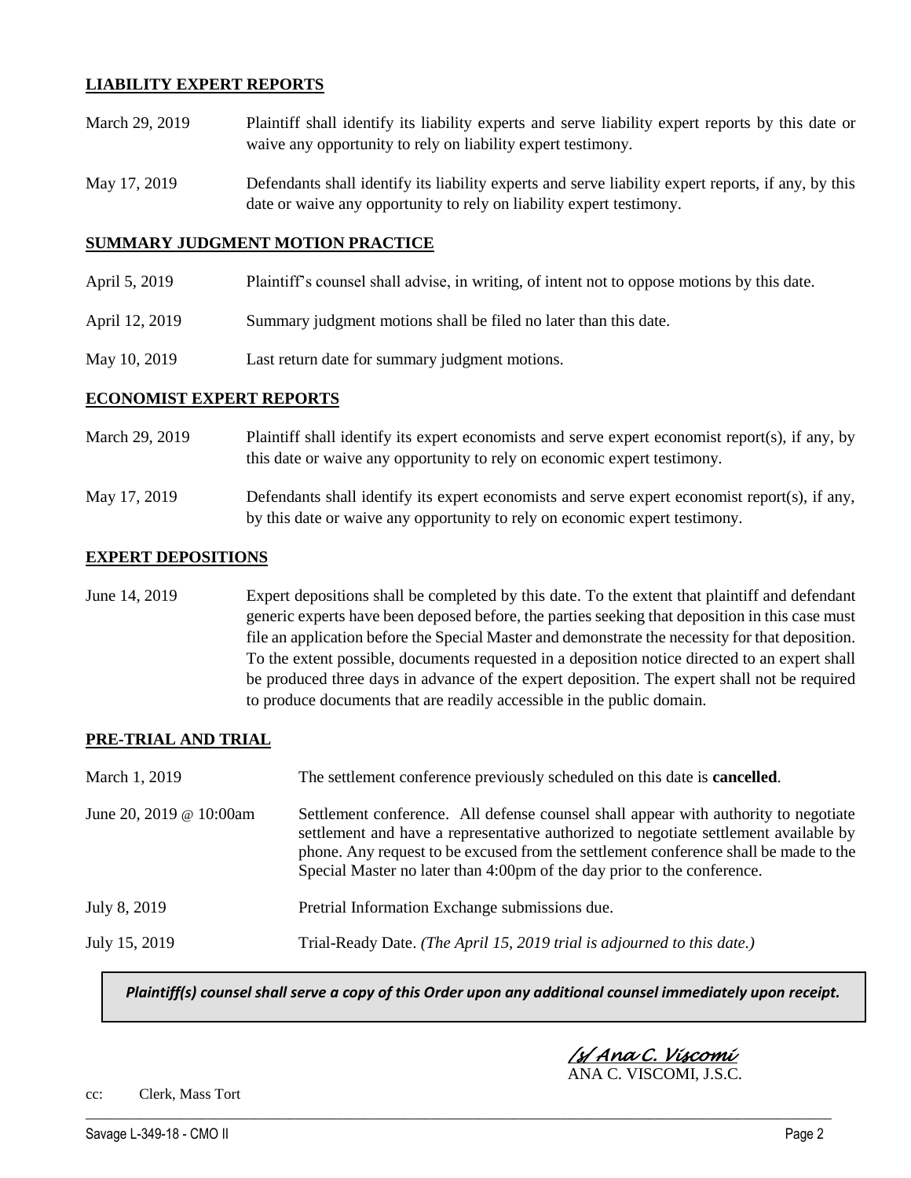**LIABILITY EXPERT REPORTS**

| | |
|---|---|
| March 29, 2019 | Plaintiff shall identify its liability experts and serve liability expert reports by this date or waive any opportunity to rely on liability expert testimony. |
| May 17, 2019 | Defendants shall identify its liability experts and serve liability expert reports, if any, by this date or waive any opportunity to rely on liability expert testimony. |

**SUMMARY JUDGMENT MOTION PRACTICE**

| | |
|---|---|
| April 5, 2019 | Plaintiff's counsel shall advise, in writing, of intent not to oppose motions by this date. |
| April 12, 2019 | Summary judgment motions shall be filed no later than this date. |
| May 10, 2019 | Last return date for summary judgment motions. |

**ECONOMIST EXPERT REPORTS**

| | |
|---|---|
| March 29, 2019 | Plaintiff shall identify its expert economists and serve expert economist report(s), if any, by this date or waive any opportunity to rely on economic expert testimony. |
| May 17, 2019 | Defendants shall identify its expert economists and serve expert economist report(s), if any, by this date or waive any opportunity to rely on economic expert testimony. |

**EXPERT DEPOSITIONS**

| | |
|---|---|
| June 14, 2019 | Expert depositions shall be completed by this date. To the extent that plaintiff and defendant generic experts have been deposed before, the parties seeking that deposition in this case must file an application before the Special Master and demonstrate the necessity for that deposition. To the extent possible, documents requested in a deposition notice directed to an expert shall be produced three days in advance of the expert deposition. The expert shall not be required to produce documents that are readily accessible in the public domain. |

**PRE-TRIAL AND TRIAL**

| | |
|---|---|
| March 1, 2019 | The settlement conference previously scheduled on this date is **cancelled**. |
| June 20, 2019 @ 10:00am | Settlement conference. All defense counsel shall appear with authority to negotiate settlement and have a representative authorized to negotiate settlement available by phone. Any request to be excused from the settlement conference shall be made to the Special Master no later than 4:00pm of the day prior to the conference. |
| July 8, 2019 | Pretrial Information Exchange submissions due. |
| July 15, 2019 | Trial-Ready Date. *(The April 15, 2019 trial is adjourned to this date.)* |

***Plaintiff(s) counsel shall serve a copy of this Order upon any additional counsel immediately upon receipt.***

*/s/ Ana C. Viscomi*
ANA C. VISCOMI, J.S.C.

cc: Clerk, Mass Tort

Savage L-349-18 - CMO II